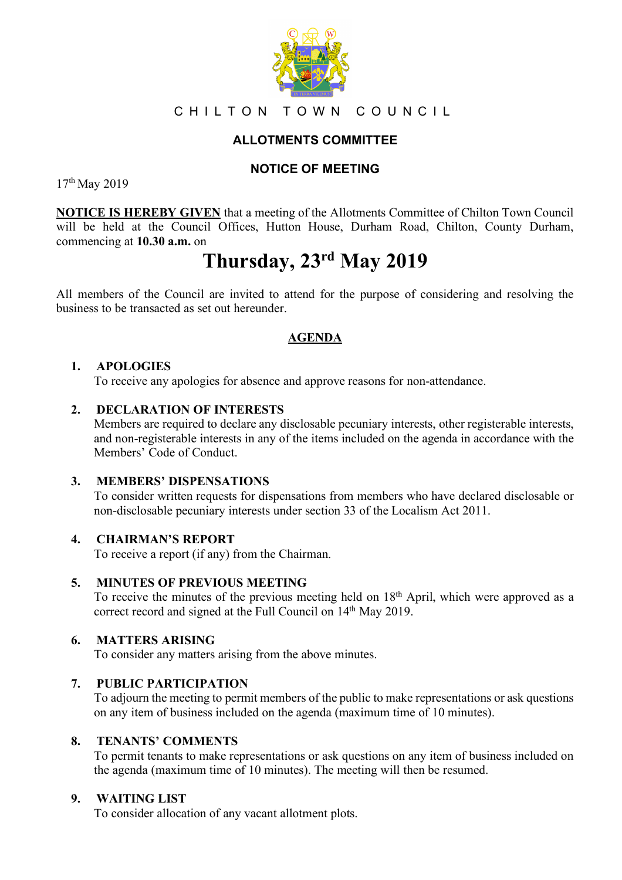# CHILTON TOWN COUNCIL

## ALLOTMENTS COMMITTEE

## NOTICE OF MEETING

17th May 2019

**NOTICE IS HEREBY GIVEN** that a meeting of the Allotments Committee of Chilton Town Council will be held at the Council Offices, Hutton House, Durham Road, Chilton, County Durham, commencing at **10.30 a.m.** on

# Thursday, 23rd May 2019

All members of the Council are invited to attend for the purpose of considering and resolving the business to be transacted as set out hereunder.

## AGENDA

1. **APOLOGIES**
   To receive any apologies for absence and approve reasons for non-attendance.

2. **DECLARATION OF INTERESTS**
   Members are required to declare any disclosable pecuniary interests, other registerable interests, and non-registerable interests in any of the items included on the agenda in accordance with the Members' Code of Conduct.

3. **MEMBERS' DISPENSATIONS**
   To consider written requests for dispensations from members who have declared disclosable or non-disclosable pecuniary interests under section 33 of the Localism Act 2011.

4. **CHAIRMAN'S REPORT**
   To receive a report (if any) from the Chairman.

5. **MINUTES OF PREVIOUS MEETING**
   To receive the minutes of the previous meeting held on 18th April, which were approved as a correct record and signed at the Full Council on 14th May 2019.

6. **MATTERS ARISING**
   To consider any matters arising from the above minutes.

7. **PUBLIC PARTICIPATION**
   To adjourn the meeting to permit members of the public to make representations or ask questions on any item of business included on the agenda (maximum time of 10 minutes).

8. **TENANTS' COMMENTS**
   To permit tenants to make representations or ask questions on any item of business included on the agenda (maximum time of 10 minutes). The meeting will then be resumed.

9. **WAITING LIST**
   To consider allocation of any vacant allotment plots.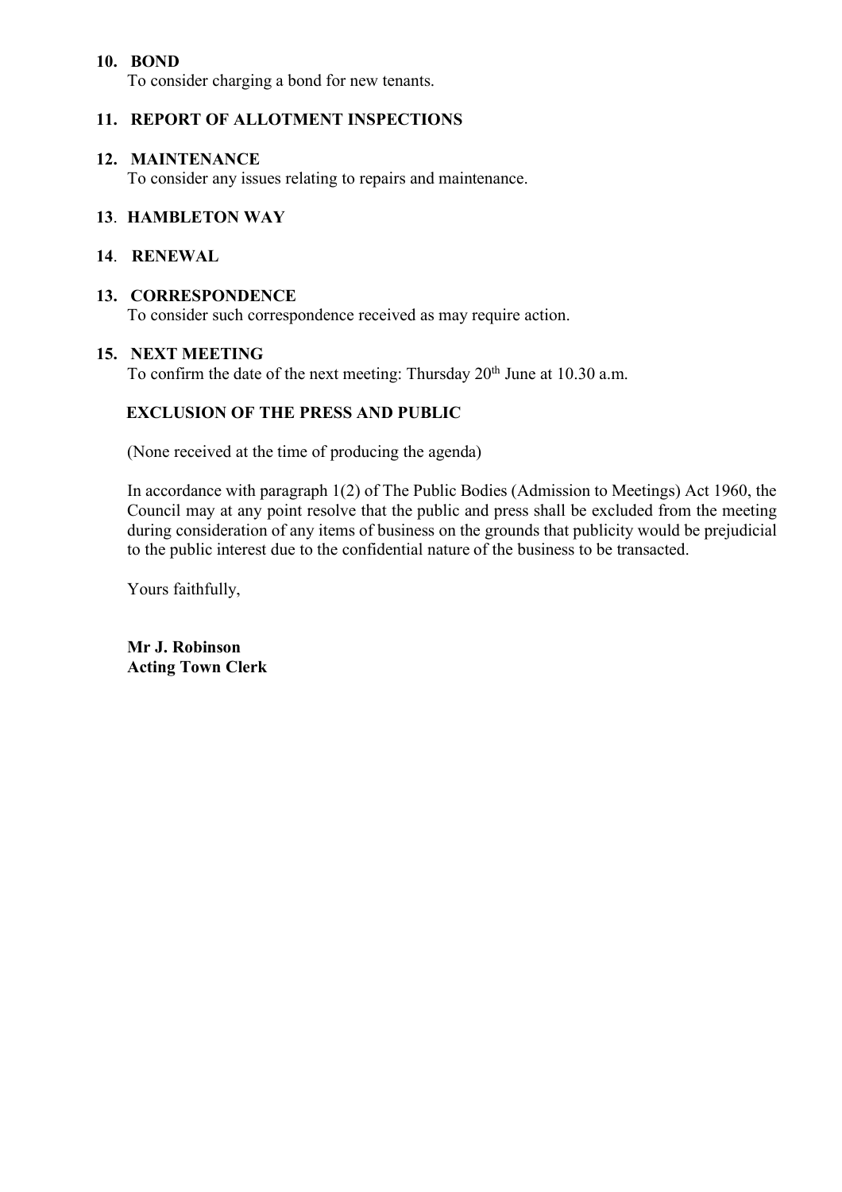**10. BOND**

To consider charging a bond for new tenants.

**11. REPORT OF ALLOTMENT INSPECTIONS**

**12. MAINTENANCE**

To consider any issues relating to repairs and maintenance.

**13. HAMBLETON WAY**

**14. RENEWAL**

**13. CORRESPONDENCE**

To consider such correspondence received as may require action.

**15. NEXT MEETING**

To confirm the date of the next meeting: Thursday 20th June at 10.30 a.m.

**EXCLUSION OF THE PRESS AND PUBLIC**

(None received at the time of producing the agenda)

In accordance with paragraph 1(2) of The Public Bodies (Admission to Meetings) Act 1960, the Council may at any point resolve that the public and press shall be excluded from the meeting during consideration of any items of business on the grounds that publicity would be prejudicial to the public interest due to the confidential nature of the business to be transacted.

Yours faithfully,

**Mr J. Robinson**
**Acting Town Clerk**